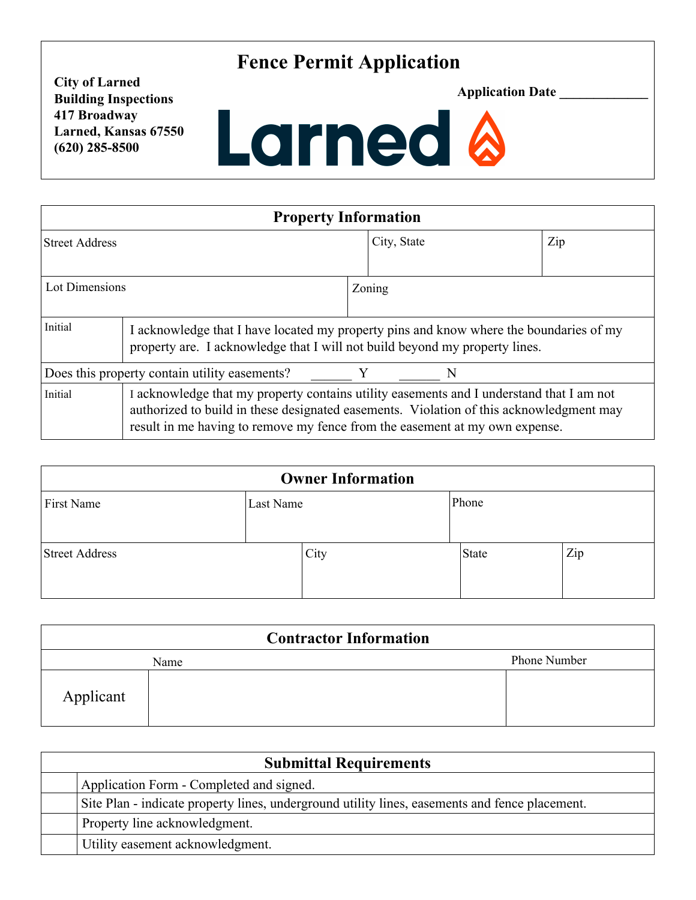# Fence Permit Application

**City of Larned**
**Building Inspections**
**417 Broadway**
**Larned, Kansas 67550**
**(620) 285-8500**

**Application Date _____________**

Larned

## Property Information

| Street Address | City, State | Zip |
|---|---|---|
| | | |

| Lot Dimensions | Zoning |
|---|---|
| | |

| Initial | I acknowledge that I have located my property pins and know where the boundaries of my property are. I acknowledge that I will not build beyond my property lines. |
|---|---|

Does this property contain utility easements? _______ Y _______ N

| Initial | I acknowledge that my property contains utility easements and I understand that I am not authorized to build in these designated easements. Violation of this acknowledgment may result in me having to remove my fence from the easement at my own expense. |
|---|---|

## Owner Information

| First Name | Last Name | Phone |
|---|---|---|
| | | |

| Street Address | City | State | Zip |
|---|---|---|---|
| | | | |

## Contractor Information

| | Name | Phone Number |
|---|---|---|
| Applicant | | |

## Submittal Requirements

| | |
|---|---|
| | Application Form - Completed and signed. |
| | Site Plan - indicate property lines, underground utility lines, easements and fence placement. |
| | Property line acknowledgment. |
| | Utility easement acknowledgment. |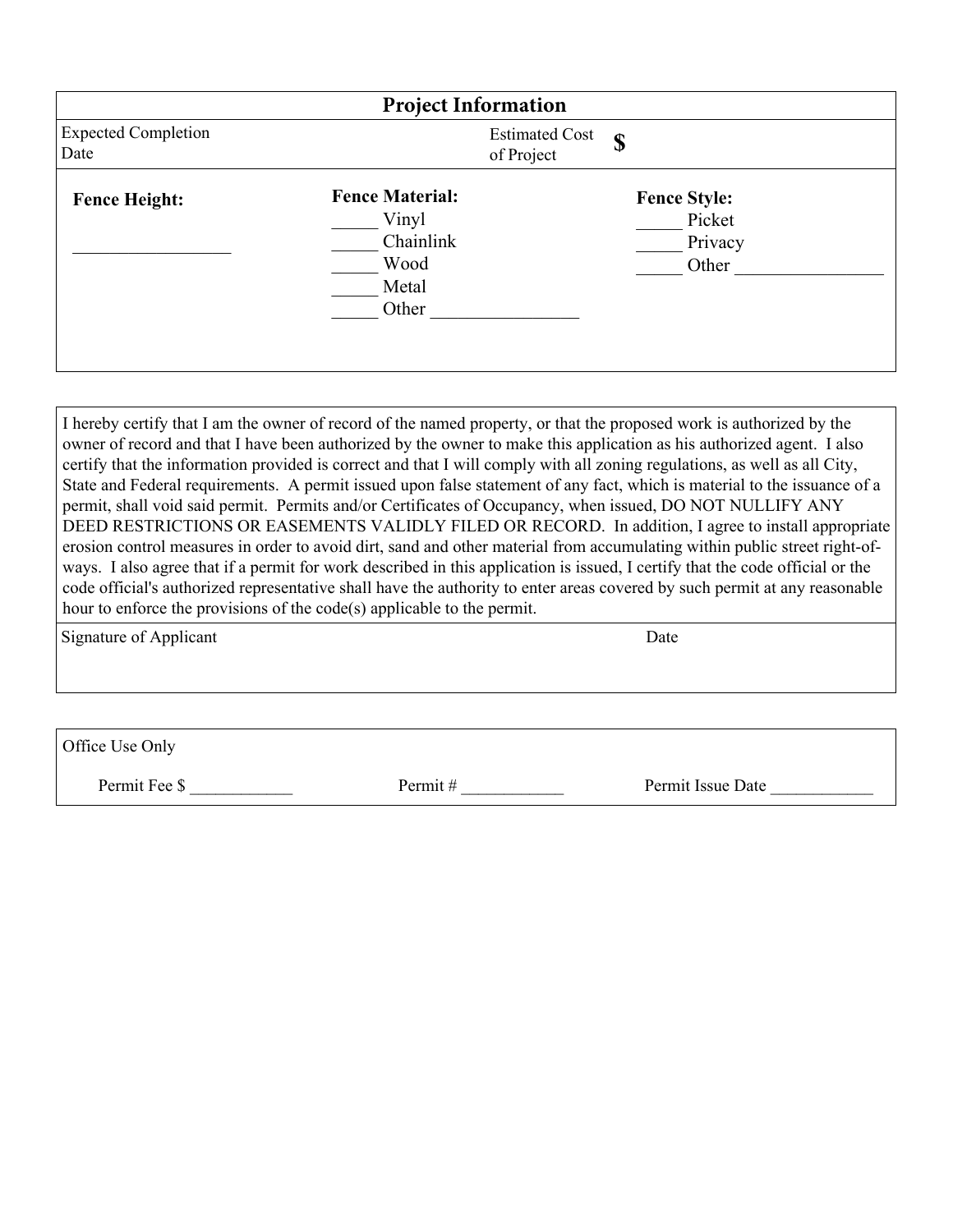## Project Information

| | |
|---|---|
| Expected Completion Date | Estimated Cost of Project **$** |

**Fence Height:**

_________________

**Fence Material:**

_____ Vinyl
_____ Chainlink
_____ Wood
_____ Metal
_____ Other ________________

**Fence Style:**

_____ Picket
_____ Privacy
_____ Other ________________

I hereby certify that I am the owner of record of the named property, or that the proposed work is authorized by the owner of record and that I have been authorized by the owner to make this application as his authorized agent. I also certify that the information provided is correct and that I will comply with all zoning regulations, as well as all City, State and Federal requirements. A permit issued upon false statement of any fact, which is material to the issuance of a permit, shall void said permit. Permits and/or Certificates of Occupancy, when issued, DO NOT NULLIFY ANY DEED RESTRICTIONS OR EASEMENTS VALIDLY FILED OR RECORD. In addition, I agree to install appropriate erosion control measures in order to avoid dirt, sand and other material from accumulating within public street right-of-ways. I also agree that if a permit for work described in this application is issued, I certify that the code official or the code official's authorized representative shall have the authority to enter areas covered by such permit at any reasonable hour to enforce the provisions of the code(s) applicable to the permit.

| | |
|---|---|
| Signature of Applicant | Date |

Office Use Only

Permit Fee $ ____________ Permit # ____________ Permit Issue Date ____________